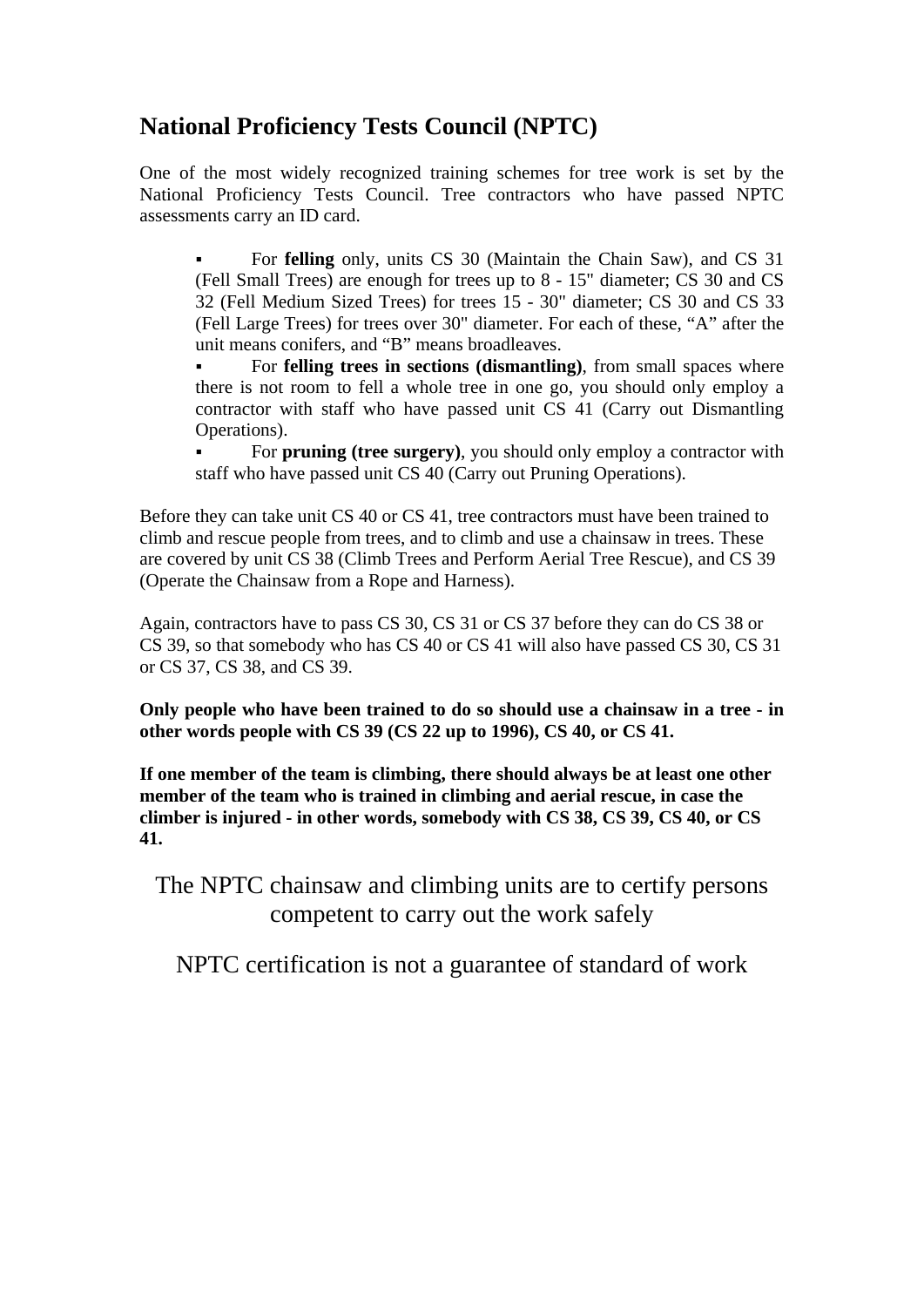## National Proficiency Tests Council (NPTC)

One of the most widely recognized training schemes for tree work is set by the National Proficiency Tests Council. Tree contractors who have passed NPTC assessments carry an ID card.

- For **felling** only, units CS 30 (Maintain the Chain Saw), and CS 31 (Fell Small Trees) are enough for trees up to 8 - 15" diameter; CS 30 and CS 32 (Fell Medium Sized Trees) for trees 15 - 30" diameter; CS 30 and CS 33 (Fell Large Trees) for trees over 30" diameter. For each of these, “A” after the unit means conifers, and “B” means broadleaves.
- For **felling trees in sections (dismantling)**, from small spaces where there is not room to fell a whole tree in one go, you should only employ a contractor with staff who have passed unit CS 41 (Carry out Dismantling Operations).
- For **pruning (tree surgery)**, you should only employ a contractor with staff who have passed unit CS 40 (Carry out Pruning Operations).

Before they can take unit CS 40 or CS 41, tree contractors must have been trained to climb and rescue people from trees, and to climb and use a chainsaw in trees. These are covered by unit CS 38 (Climb Trees and Perform Aerial Tree Rescue), and CS 39 (Operate the Chainsaw from a Rope and Harness).

Again, contractors have to pass CS 30, CS 31 or CS 37 before they can do CS 38 or CS 39, so that somebody who has CS 40 or CS 41 will also have passed CS 30, CS 31 or CS 37, CS 38, and CS 39.

**Only people who have been trained to do so should use a chainsaw in a tree - in other words people with CS 39 (CS 22 up to 1996), CS 40, or CS 41.**

**If one member of the team is climbing, there should always be at least one other member of the team who is trained in climbing and aerial rescue, in case the climber is injured - in other words, somebody with CS 38, CS 39, CS 40, or CS 41.**

The NPTC chainsaw and climbing units are to certify persons competent to carry out the work safely

NPTC certification is not a guarantee of standard of work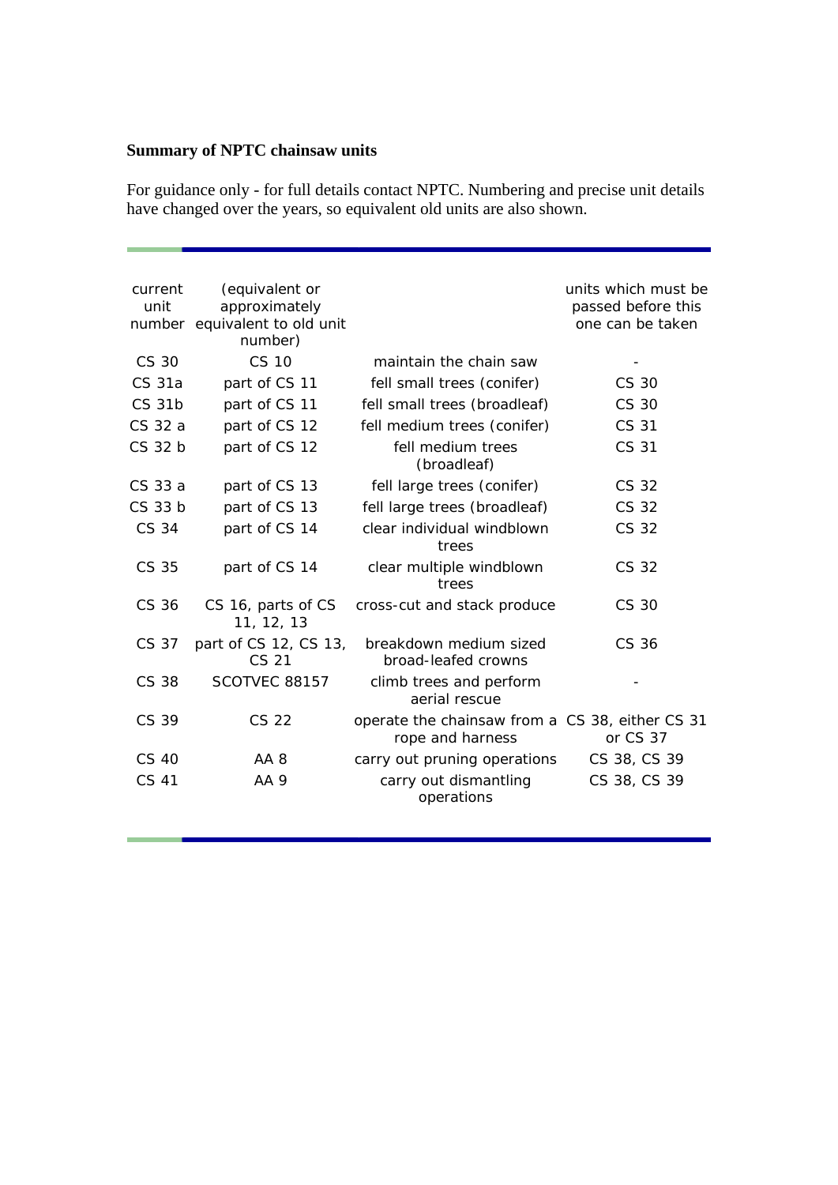**Summary of NPTC chainsaw units**

For guidance only - for full details contact NPTC. Numbering and precise unit details have changed over the years, so equivalent old units are also shown.

| current unit number | (equivalent or approximately equivalent to old unit number) | | units which must be passed before this one can be taken |
|---|---|---|---|
| CS 30 | CS 10 | maintain the chain saw | - |
| CS 31a | part of CS 11 | fell small trees (conifer) | CS 30 |
| CS 31b | part of CS 11 | fell small trees (broadleaf) | CS 30 |
| CS 32 a | part of CS 12 | fell medium trees (conifer) | CS 31 |
| CS 32 b | part of CS 12 | fell medium trees (broadleaf) | CS 31 |
| CS 33 a | part of CS 13 | fell large trees (conifer) | CS 32 |
| CS 33 b | part of CS 13 | fell large trees (broadleaf) | CS 32 |
| CS 34 | part of CS 14 | clear individual windblown trees | CS 32 |
| CS 35 | part of CS 14 | clear multiple windblown trees | CS 32 |
| CS 36 | CS 16, parts of CS 11, 12, 13 | cross-cut and stack produce | CS 30 |
| CS 37 | part of CS 12, CS 13, CS 21 | breakdown medium sized broad-leafed crowns | CS 36 |
| CS 38 | SCOTVEC 88157 | climb trees and perform aerial rescue | - |
| CS 39 | CS 22 | operate the chainsaw from a rope and harness | CS 38, either CS 31 or CS 37 |
| CS 40 | AA 8 | carry out pruning operations | CS 38, CS 39 |
| CS 41 | AA 9 | carry out dismantling operations | CS 38, CS 39 |